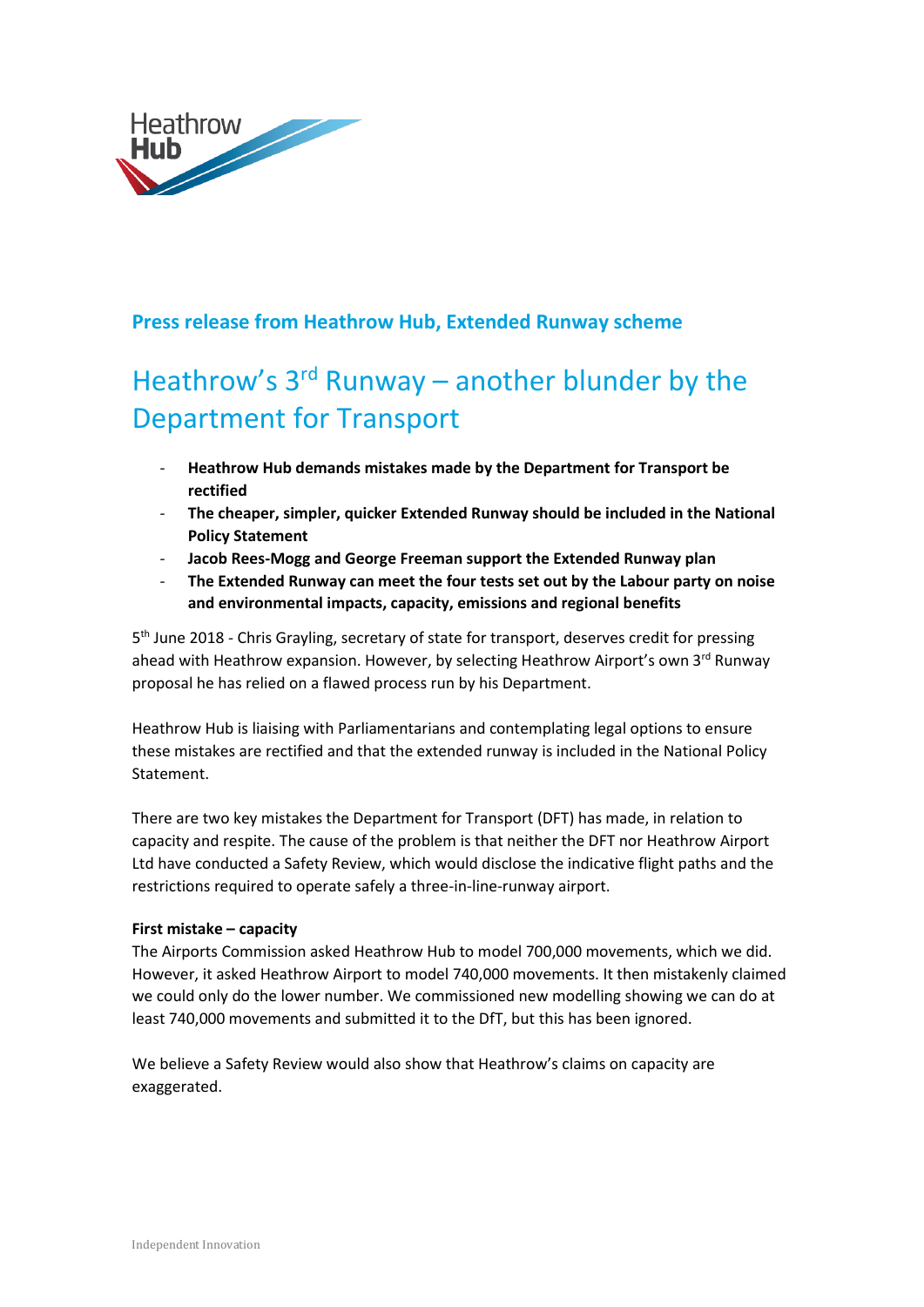**Press release from Heathrow Hub, Extended Runway scheme**

# Heathrow's 3rd Runway – another blunder by the Department for Transport

- **Heathrow Hub demands mistakes made by the Department for Transport be rectified**
- **The cheaper, simpler, quicker Extended Runway should be included in the National Policy Statement**
- **Jacob Rees-Mogg and George Freeman support the Extended Runway plan**
- **The Extended Runway can meet the four tests set out by the Labour party on noise and environmental impacts, capacity, emissions and regional benefits**

5th June 2018 - Chris Grayling, secretary of state for transport, deserves credit for pressing ahead with Heathrow expansion. However, by selecting Heathrow Airport's own 3rd Runway proposal he has relied on a flawed process run by his Department.

Heathrow Hub is liaising with Parliamentarians and contemplating legal options to ensure these mistakes are rectified and that the extended runway is included in the National Policy Statement.

There are two key mistakes the Department for Transport (DFT) has made, in relation to capacity and respite. The cause of the problem is that neither the DFT nor Heathrow Airport Ltd have conducted a Safety Review, which would disclose the indicative flight paths and the restrictions required to operate safely a three-in-line-runway airport.

**First mistake – capacity**
The Airports Commission asked Heathrow Hub to model 700,000 movements, which we did. However, it asked Heathrow Airport to model 740,000 movements. It then mistakenly claimed we could only do the lower number. We commissioned new modelling showing we can do at least 740,000 movements and submitted it to the DfT, but this has been ignored.

We believe a Safety Review would also show that Heathrow's claims on capacity are exaggerated.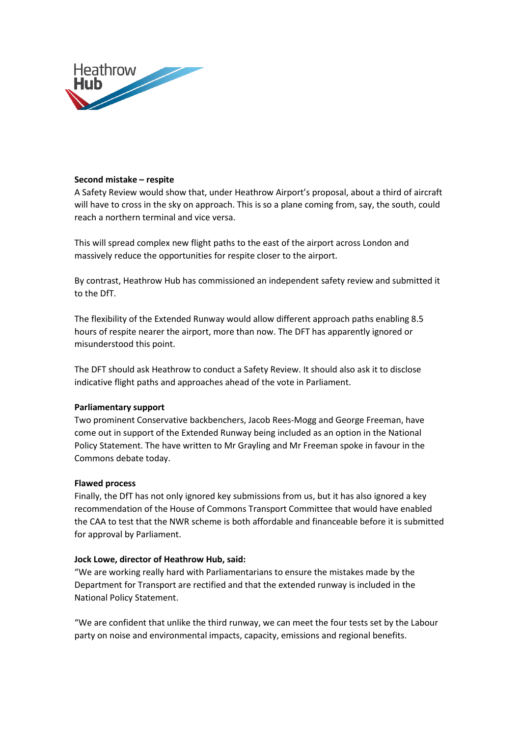**Second mistake – respite**

A Safety Review would show that, under Heathrow Airport's proposal, about a third of aircraft will have to cross in the sky on approach. This is so a plane coming from, say, the south, could reach a northern terminal and vice versa.

This will spread complex new flight paths to the east of the airport across London and massively reduce the opportunities for respite closer to the airport.

By contrast, Heathrow Hub has commissioned an independent safety review and submitted it to the DfT.

The flexibility of the Extended Runway would allow different approach paths enabling 8.5 hours of respite nearer the airport, more than now. The DFT has apparently ignored or misunderstood this point.

The DFT should ask Heathrow to conduct a Safety Review. It should also ask it to disclose indicative flight paths and approaches ahead of the vote in Parliament.

**Parliamentary support**

Two prominent Conservative backbenchers, Jacob Rees-Mogg and George Freeman, have come out in support of the Extended Runway being included as an option in the National Policy Statement. The have written to Mr Grayling and Mr Freeman spoke in favour in the Commons debate today.

**Flawed process**

Finally, the DfT has not only ignored key submissions from us, but it has also ignored a key recommendation of the House of Commons Transport Committee that would have enabled the CAA to test that the NWR scheme is both affordable and financeable before it is submitted for approval by Parliament.

**Jock Lowe, director of Heathrow Hub, said:**

"We are working really hard with Parliamentarians to ensure the mistakes made by the Department for Transport are rectified and that the extended runway is included in the National Policy Statement.

"We are confident that unlike the third runway, we can meet the four tests set by the Labour party on noise and environmental impacts, capacity, emissions and regional benefits.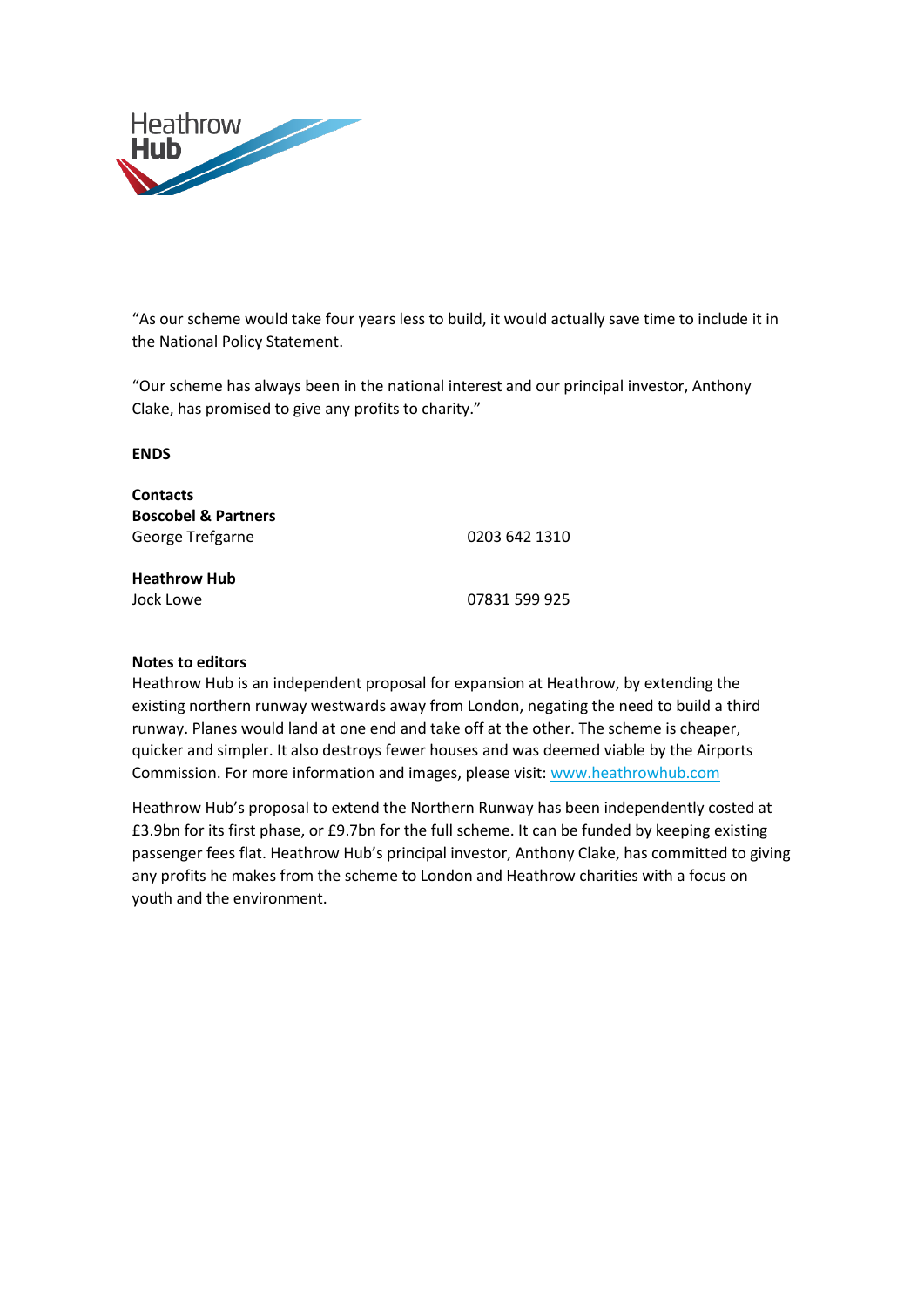"As our scheme would take four years less to build, it would actually save time to include it in the National Policy Statement.

"Our scheme has always been in the national interest and our principal investor, Anthony Clake, has promised to give any profits to charity."

**ENDS**

**Contacts**
**Boscobel & Partners**
George Trefgarne 0203 642 1310

**Heathrow Hub**
Jock Lowe 07831 599 925

**Notes to editors**
Heathrow Hub is an independent proposal for expansion at Heathrow, by extending the existing northern runway westwards away from London, negating the need to build a third runway. Planes would land at one end and take off at the other. The scheme is cheaper, quicker and simpler. It also destroys fewer houses and was deemed viable by the Airports Commission. For more information and images, please visit: [www.heathrowhub.com](http://www.heathrowhub.com)

Heathrow Hub's proposal to extend the Northern Runway has been independently costed at £3.9bn for its first phase, or £9.7bn for the full scheme. It can be funded by keeping existing passenger fees flat. Heathrow Hub's principal investor, Anthony Clake, has committed to giving any profits he makes from the scheme to London and Heathrow charities with a focus on youth and the environment.